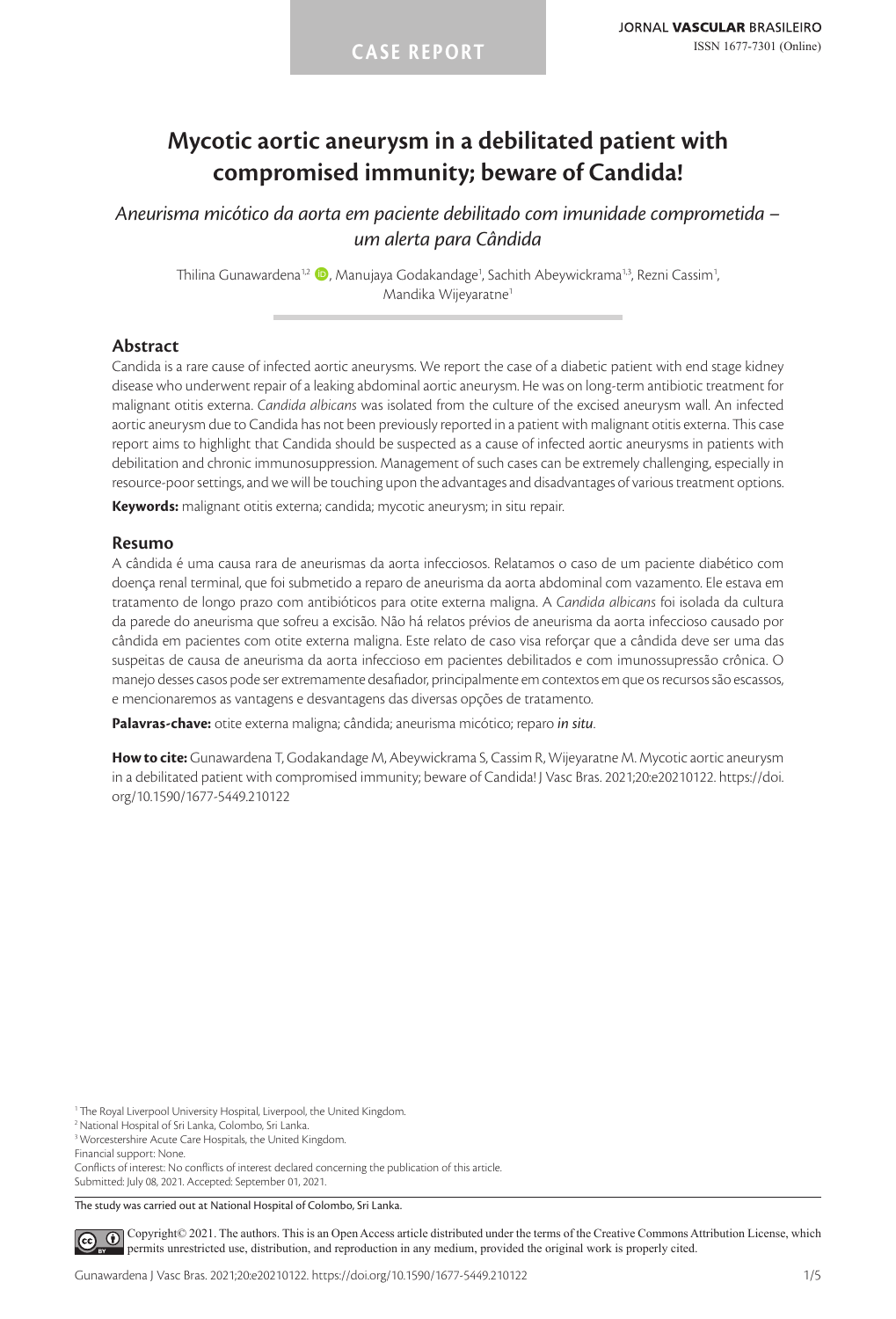CASE REPORT

# Mycotic aortic aneurysm in a debilitated patient with compromised immunity; beware of Candida!

*Aneurisma micótico da aorta em paciente debilitado com imunidade comprometida – um alerta para Cândida*

Thilina Gunawardena[1,2], Manujaya Godakandage[1], Sachith Abeywickrama[1,3], Rezni Cassim[1], Mandika Wijeyaratne[1]

## Abstract

Candida is a rare cause of infected aortic aneurysms. We report the case of a diabetic patient with end stage kidney disease who underwent repair of a leaking abdominal aortic aneurysm. He was on long-term antibiotic treatment for malignant otitis externa. *Candida albicans* was isolated from the culture of the excised aneurysm wall. An infected aortic aneurysm due to Candida has not been previously reported in a patient with malignant otitis externa. This case report aims to highlight that Candida should be suspected as a cause of infected aortic aneurysms in patients with debilitation and chronic immunosuppression. Management of such cases can be extremely challenging, especially in resource-poor settings, and we will be touching upon the advantages and disadvantages of various treatment options.

**Keywords:** malignant otitis externa; candida; mycotic aneurysm; in situ repair.

## Resumo

A cândida é uma causa rara de aneurismas da aorta infecciosos. Relatamos o caso de um paciente diabético com doença renal terminal, que foi submetido a reparo de aneurisma da aorta abdominal com vazamento. Ele estava em tratamento de longo prazo com antibióticos para otite externa maligna. A *Candida albicans* foi isolada da cultura da parede do aneurisma que sofreu a excisão. Não há relatos prévios de aneurisma da aorta infeccioso causado por cândida em pacientes com otite externa maligna. Este relato de caso visa reforçar que a cândida deve ser uma das suspeitas de causa de aneurisma da aorta infeccioso em pacientes debilitados e com imunossupressão crônica. O manejo desses casos pode ser extremamente desafiador, principalmente em contextos em que os recursos são escassos, e mencionaremos as vantagens e desvantagens das diversas opções de tratamento.

**Palavras-chave:** otite externa maligna; cândida; aneurisma micótico; reparo *in situ*.

**How to cite:** Gunawardena T, Godakandage M, Abeywickrama S, Cassim R, Wijeyaratne M. Mycotic aortic aneurysm in a debilitated patient with compromised immunity; beware of Candida! J Vasc Bras. 2021;20:e20210122. https://doi.org/10.1590/1677-5449.210122

[1] The Royal Liverpool University Hospital, Liverpool, the United Kingdom.
[2] National Hospital of Sri Lanka, Colombo, Sri Lanka.
[3] Worcestershire Acute Care Hospitals, the United Kingdom.
Financial support: None.
Conflicts of interest: No conflicts of interest declared concerning the publication of this article.
Submitted: July 08, 2021. Accepted: September 01, 2021.

The study was carried out at National Hospital of Colombo, Sri Lanka.

Copyright© 2021. The authors. This is an Open Access article distributed under the terms of the Creative Commons Attribution License, which permits unrestricted use, distribution, and reproduction in any medium, provided the original work is properly cited.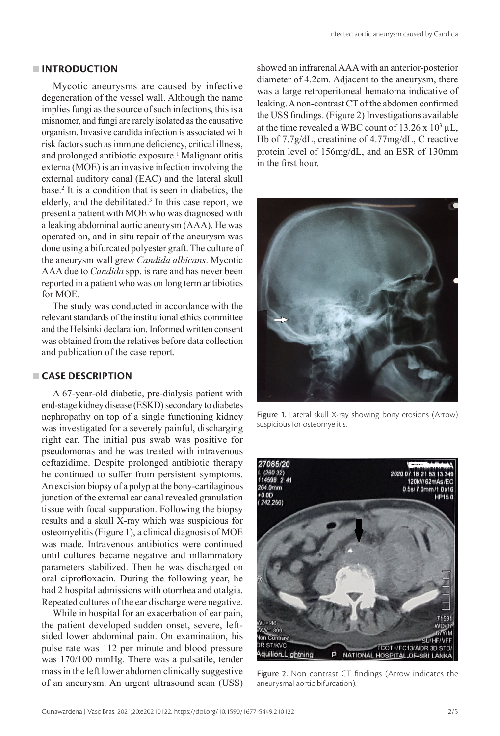## INTRODUCTION

Mycotic aneurysms are caused by infective degeneration of the vessel wall. Although the name implies fungi as the source of such infections, this is a misnomer, and fungi are rarely isolated as the causative organism. Invasive candida infection is associated with risk factors such as immune deficiency, critical illness, and prolonged antibiotic exposure.[1] Malignant otitis externa (MOE) is an invasive infection involving the external auditory canal (EAC) and the lateral skull base.[2] It is a condition that is seen in diabetics, the elderly, and the debilitated.[3] In this case report, we present a patient with MOE who was diagnosed with a leaking abdominal aortic aneurysm (AAA). He was operated on, and in situ repair of the aneurysm was done using a bifurcated polyester graft. The culture of the aneurysm wall grew *Candida albicans*. Mycotic AAA due to *Candida* spp. is rare and has never been reported in a patient who was on long term antibiotics for MOE.

The study was conducted in accordance with the relevant standards of the institutional ethics committee and the Helsinki declaration. Informed written consent was obtained from the relatives before data collection and publication of the case report.

## CASE DESCRIPTION

A 67-year-old diabetic, pre-dialysis patient with end-stage kidney disease (ESKD) secondary to diabetes nephropathy on top of a single functioning kidney was investigated for a severely painful, discharging right ear. The initial pus swab was positive for pseudomonas and he was treated with intravenous ceftazidime. Despite prolonged antibiotic therapy he continued to suffer from persistent symptoms. An excision biopsy of a polyp at the bony-cartilaginous junction of the external ear canal revealed granulation tissue with focal suppuration. Following the biopsy results and a skull X-ray which was suspicious for osteomyelitis (Figure 1), a clinical diagnosis of MOE was made. Intravenous antibiotics were continued until cultures became negative and inflammatory parameters stabilized. Then he was discharged on oral ciprofloxacin. During the following year, he had 2 hospital admissions with otorrhea and otalgia. Repeated cultures of the ear discharge were negative.

While in hospital for an exacerbation of ear pain, the patient developed sudden onset, severe, left-sided lower abdominal pain. On examination, his pulse rate was 112 per minute and blood pressure was 170/100 mmHg. There was a pulsatile, tender mass in the left lower abdomen clinically suggestive of an aneurysm. An urgent ultrasound scan (USS) showed an infrarenal AAA with an anterior-posterior diameter of 4.2cm. Adjacent to the aneurysm, there was a large retroperitoneal hematoma indicative of leaking. A non-contrast CT of the abdomen confirmed the USS findings. (Figure 2) Investigations available at the time revealed a WBC count of 13.26 x $10^3$ μL, Hb of 7.7g/dL, creatinine of 4.77mg/dL, C reactive protein level of 156mg/dL, and an ESR of 130mm in the first hour.

Figure 1. Lateral skull X-ray showing bony erosions (Arrow) suspicious for osteomyelitis.

Figure 2. Non contrast CT findings (Arrow indicates the aneurysmal aortic bifurcation).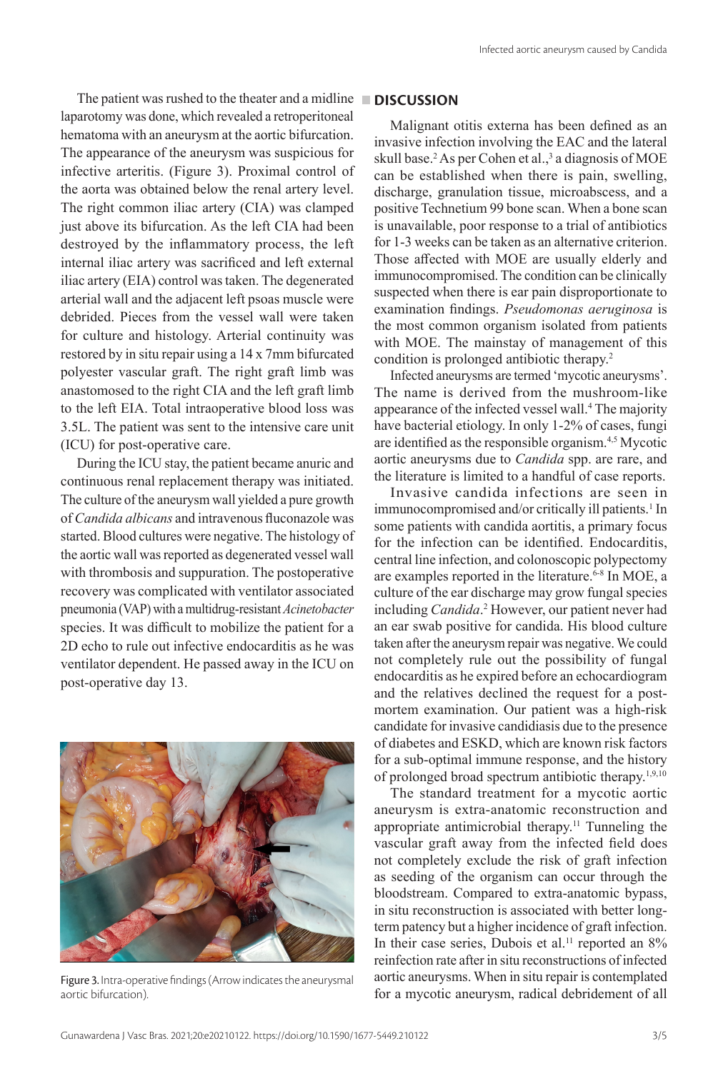The patient was rushed to the theater and a midline laparotomy was done, which revealed a retroperitoneal hematoma with an aneurysm at the aortic bifurcation. The appearance of the aneurysm was suspicious for infective arteritis. (Figure 3). Proximal control of the aorta was obtained below the renal artery level. The right common iliac artery (CIA) was clamped just above its bifurcation. As the left CIA had been destroyed by the inflammatory process, the left internal iliac artery was sacrificed and left external iliac artery (EIA) control was taken. The degenerated arterial wall and the adjacent left psoas muscle were debrided. Pieces from the vessel wall were taken for culture and histology. Arterial continuity was restored by in situ repair using a 14 x 7mm bifurcated polyester vascular graft. The right graft limb was anastomosed to the right CIA and the left graft limb to the left EIA. Total intraoperative blood loss was 3.5L. The patient was sent to the intensive care unit (ICU) for post-operative care.

During the ICU stay, the patient became anuric and continuous renal replacement therapy was initiated. The culture of the aneurysm wall yielded a pure growth of *Candida albicans* and intravenous fluconazole was started. Blood cultures were negative. The histology of the aortic wall was reported as degenerated vessel wall with thrombosis and suppuration. The postoperative recovery was complicated with ventilator associated pneumonia (VAP) with a multidrug-resistant *Acinetobacter* species. It was difficult to mobilize the patient for a 2D echo to rule out infective endocarditis as he was ventilator dependent. He passed away in the ICU on post-operative day 13.

Figure 3. Intra-operative findings (Arrow indicates the aneurysmal aortic bifurcation).

## DISCUSSION

Malignant otitis externa has been defined as an invasive infection involving the EAC and the lateral skull base.[2] As per Cohen et al.,[3] a diagnosis of MOE can be established when there is pain, swelling, discharge, granulation tissue, microabscess, and a positive Technetium 99 bone scan. When a bone scan is unavailable, poor response to a trial of antibiotics for 1-3 weeks can be taken as an alternative criterion. Those affected with MOE are usually elderly and immunocompromised. The condition can be clinically suspected when there is ear pain disproportionate to examination findings. *Pseudomonas aeruginosa* is the most common organism isolated from patients with MOE. The mainstay of management of this condition is prolonged antibiotic therapy.[2]

Infected aneurysms are termed 'mycotic aneurysms'. The name is derived from the mushroom-like appearance of the infected vessel wall.[4] The majority have bacterial etiology. In only 1-2% of cases, fungi are identified as the responsible organism.[4,5] Mycotic aortic aneurysms due to *Candida* spp. are rare, and the literature is limited to a handful of case reports.

Invasive candida infections are seen in immunocompromised and/or critically ill patients.[1] In some patients with candida aortitis, a primary focus for the infection can be identified. Endocarditis, central line infection, and colonoscopic polypectomy are examples reported in the literature.[6-8] In MOE, a culture of the ear discharge may grow fungal species including *Candida*.[2] However, our patient never had an ear swab positive for candida. His blood culture taken after the aneurysm repair was negative. We could not completely rule out the possibility of fungal endocarditis as he expired before an echocardiogram and the relatives declined the request for a post-mortem examination. Our patient was a high-risk candidate for invasive candidiasis due to the presence of diabetes and ESKD, which are known risk factors for a sub-optimal immune response, and the history of prolonged broad spectrum antibiotic therapy.[1,9,10]

The standard treatment for a mycotic aortic aneurysm is extra-anatomic reconstruction and appropriate antimicrobial therapy.[11] Tunneling the vascular graft away from the infected field does not completely exclude the risk of graft infection as seeding of the organism can occur through the bloodstream. Compared to extra-anatomic bypass, in situ reconstruction is associated with better long-term patency but a higher incidence of graft infection. In their case series, Dubois et al.[11] reported an 8% reinfection rate after in situ reconstructions of infected aortic aneurysms. When in situ repair is contemplated for a mycotic aneurysm, radical debridement of all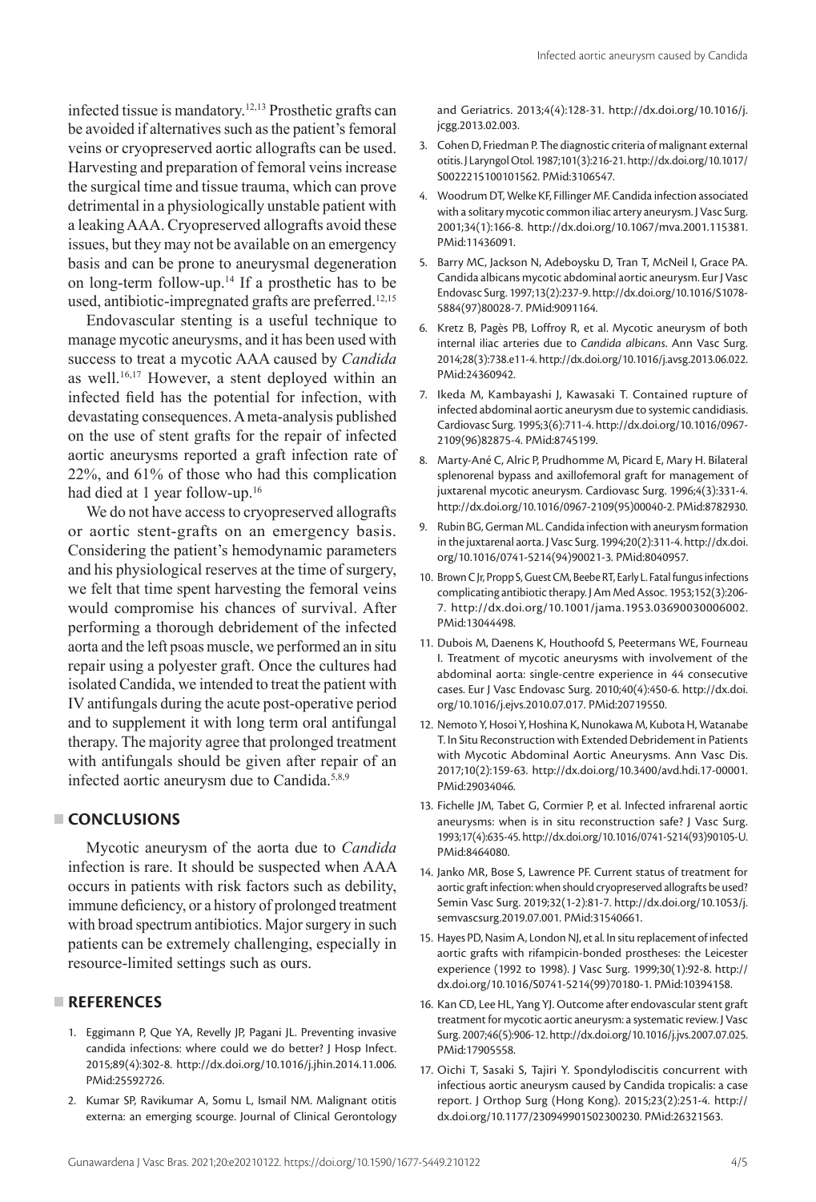infected tissue is mandatory.[12,13] Prosthetic grafts can be avoided if alternatives such as the patient's femoral veins or cryopreserved aortic allografts can be used. Harvesting and preparation of femoral veins increase the surgical time and tissue trauma, which can prove detrimental in a physiologically unstable patient with a leaking AAA. Cryopreserved allografts avoid these issues, but they may not be available on an emergency basis and can be prone to aneurysmal degeneration on long-term follow-up.[14] If a prosthetic has to be used, antibiotic-impregnated grafts are preferred.[12,15]

Endovascular stenting is a useful technique to manage mycotic aneurysms, and it has been used with success to treat a mycotic AAA caused by *Candida* as well.[16,17] However, a stent deployed within an infected field has the potential for infection, with devastating consequences. A meta-analysis published on the use of stent grafts for the repair of infected aortic aneurysms reported a graft infection rate of 22%, and 61% of those who had this complication had died at 1 year follow-up.[16]

We do not have access to cryopreserved allografts or aortic stent-grafts on an emergency basis. Considering the patient's hemodynamic parameters and his physiological reserves at the time of surgery, we felt that time spent harvesting the femoral veins would compromise his chances of survival. After performing a thorough debridement of the infected aorta and the left psoas muscle, we performed an in situ repair using a polyester graft. Once the cultures had isolated Candida, we intended to treat the patient with IV antifungals during the acute post-operative period and to supplement it with long term oral antifungal therapy. The majority agree that prolonged treatment with antifungals should be given after repair of an infected aortic aneurysm due to Candida.[5,8,9]

## CONCLUSIONS

Mycotic aneurysm of the aorta due to *Candida* infection is rare. It should be suspected when AAA occurs in patients with risk factors such as debility, immune deficiency, or a history of prolonged treatment with broad spectrum antibiotics. Major surgery in such patients can be extremely challenging, especially in resource-limited settings such as ours.

## REFERENCES

1. Eggimann P, Que YA, Revelly JP, Pagani JL. Preventing invasive candida infections: where could we do better? J Hosp Infect. 2015;89(4):302-8. http://dx.doi.org/10.1016/j.jhin.2014.11.006. PMid:25592726.
2. Kumar SP, Ravikumar A, Somu L, Ismail NM. Malignant otitis externa: an emerging scourge. Journal of Clinical Gerontology and Geriatrics. 2013;4(4):128-31. http://dx.doi.org/10.1016/j.jcgg.2013.02.003.
3. Cohen D, Friedman P. The diagnostic criteria of malignant external otitis. J Laryngol Otol. 1987;101(3):216-21. http://dx.doi.org/10.1017/S0022215100101562. PMid:3106547.
4. Woodrum DT, Welke KF, Fillinger MF. Candida infection associated with a solitary mycotic common iliac artery aneurysm. J Vasc Surg. 2001;34(1):166-8. http://dx.doi.org/10.1067/mva.2001.115381. PMid:11436091.
5. Barry MC, Jackson N, Adeboysku D, Tran T, McNeil I, Grace PA. Candida albicans mycotic abdominal aortic aneurysm. Eur J Vasc Endovasc Surg. 1997;13(2):237-9. http://dx.doi.org/10.1016/S1078-5884(97)80028-7. PMid:9091164.
6. Kretz B, Pagès PB, Loffroy R, et al. Mycotic aneurysm of both internal iliac arteries due to *Candida albicans*. Ann Vasc Surg. 2014;28(3):738.e11-4. http://dx.doi.org/10.1016/j.avsg.2013.06.022. PMid:24360942.
7. Ikeda M, Kambayashi J, Kawasaki T. Contained rupture of infected abdominal aortic aneurysm due to systemic candidiasis. Cardiovasc Surg. 1995;3(6):711-4. http://dx.doi.org/10.1016/0967-2109(96)82875-4. PMid:8745199.
8. Marty-Ané C, Alric P, Prudhomme M, Picard E, Mary H. Bilateral splenorenal bypass and axillofemoral graft for management of juxtarenal mycotic aneurysm. Cardiovasc Surg. 1996;4(3):331-4. http://dx.doi.org/10.1016/0967-2109(95)00040-2. PMid:8782930.
9. Rubin BG, German ML. Candida infection with aneurysm formation in the juxtarenal aorta. J Vasc Surg. 1994;20(2):311-4. http://dx.doi.org/10.1016/0741-5214(94)90021-3. PMid:8040957.
10. Brown C Jr, Propp S, Guest CM, Beebe RT, Early L. Fatal fungus infections complicating antibiotic therapy. J Am Med Assoc. 1953;152(3):206-7. http://dx.doi.org/10.1001/jama.1953.03690030006002. PMid:13044498.
11. Dubois M, Daenens K, Houthoofd S, Peetermans WE, Fourneau I. Treatment of mycotic aneurysms with involvement of the abdominal aorta: single-centre experience in 44 consecutive cases. Eur J Vasc Endovasc Surg. 2010;40(4):450-6. http://dx.doi.org/10.1016/j.ejvs.2010.07.017. PMid:20719550.
12. Nemoto Y, Hosoi Y, Hoshina K, Nunokawa M, Kubota H, Watanabe T. In Situ Reconstruction with Extended Debridement in Patients with Mycotic Abdominal Aortic Aneurysms. Ann Vasc Dis. 2017;10(2):159-63. http://dx.doi.org/10.3400/avd.hdi.17-00001. PMid:29034046.
13. Fichelle JM, Tabet G, Cormier P, et al. Infected infrarenal aortic aneurysms: when is in situ reconstruction safe? J Vasc Surg. 1993;17(4):635-45. http://dx.doi.org/10.1016/0741-5214(93)90105-U. PMid:8464080.
14. Janko MR, Bose S, Lawrence PF. Current status of treatment for aortic graft infection: when should cryopreserved allografts be used? Semin Vasc Surg. 2019;32(1-2):81-7. http://dx.doi.org/10.1053/j.semvascsurg.2019.07.001. PMid:31540661.
15. Hayes PD, Nasim A, London NJ, et al. In situ replacement of infected aortic grafts with rifampicin-bonded prostheses: the Leicester experience (1992 to 1998). J Vasc Surg. 1999;30(1):92-8. http://dx.doi.org/10.1016/S0741-5214(99)70180-1. PMid:10394158.
16. Kan CD, Lee HL, Yang YJ. Outcome after endovascular stent graft treatment for mycotic aortic aneurysm: a systematic review. J Vasc Surg. 2007;46(5):906-12. http://dx.doi.org/10.1016/j.jvs.2007.07.025. PMid:17905558.
17. Oichi T, Sasaki S, Tajiri Y. Spondylodiscitis concurrent with infectious aortic aneurysm caused by Candida tropicalis: a case report. J Orthop Surg (Hong Kong). 2015;23(2):251-4. http://dx.doi.org/10.1177/230949901502300230. PMid:26321563.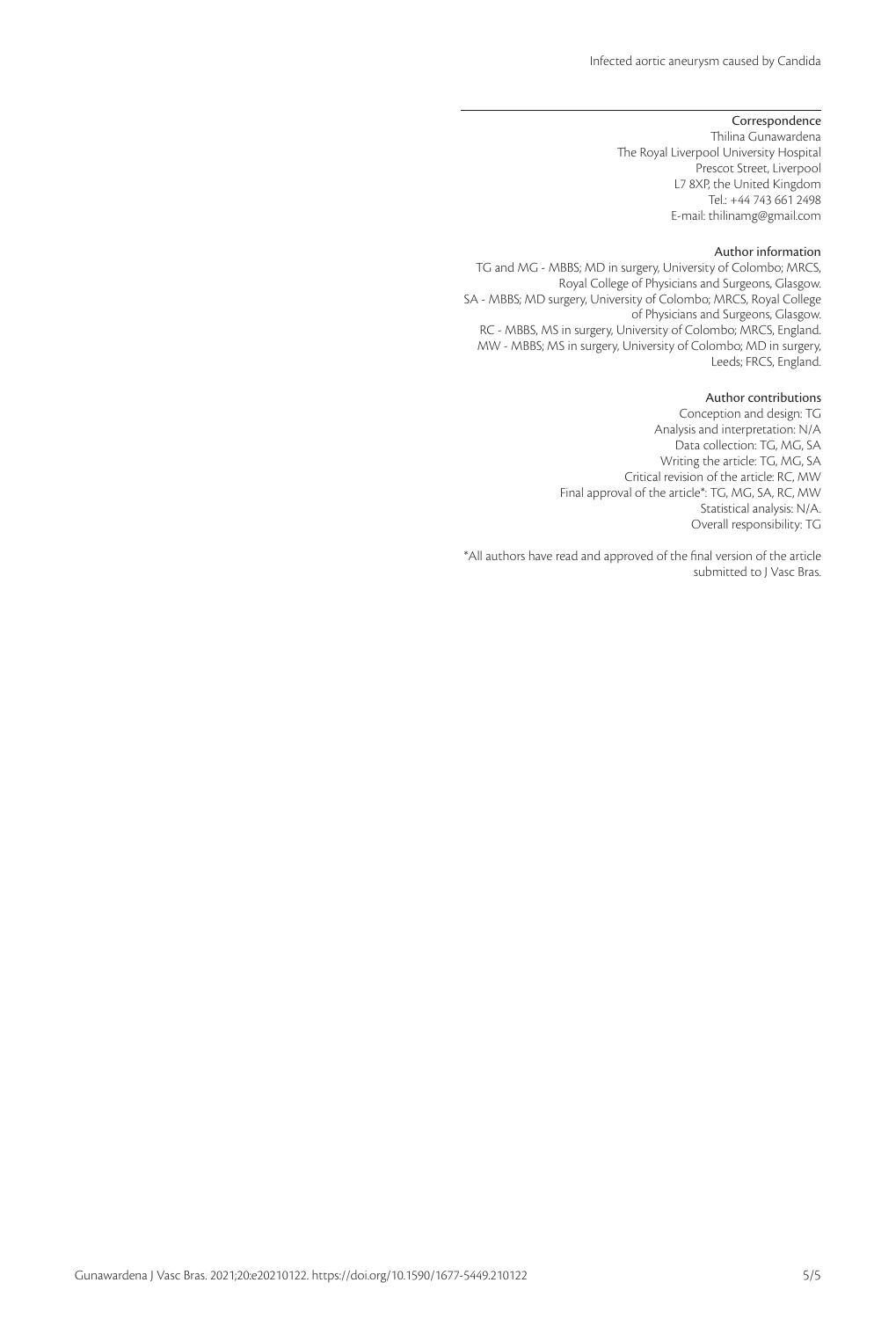**Correspondence**
Thilina Gunawardena
The Royal Liverpool University Hospital
Prescot Street, Liverpool
L7 8XP, the United Kingdom
Tel.: +44 743 661 2498
E-mail: thilinamg@gmail.com

**Author information**
TG and MG - MBBS; MD in surgery, University of Colombo; MRCS, Royal College of Physicians and Surgeons, Glasgow.
SA - MBBS; MD surgery, University of Colombo; MRCS, Royal College of Physicians and Surgeons, Glasgow.
RC - MBBS, MS in surgery, University of Colombo; MRCS, England.
MW - MBBS; MS in surgery, University of Colombo; MD in surgery, Leeds; FRCS, England.

**Author contributions**
Conception and design: TG
Analysis and interpretation: N/A
Data collection: TG, MG, SA
Writing the article: TG, MG, SA
Critical revision of the article: RC, MW
Final approval of the article*: TG, MG, SA, RC, MW
Statistical analysis: N/A.
Overall responsibility: TG

*All authors have read and approved of the final version of the article submitted to J Vasc Bras.